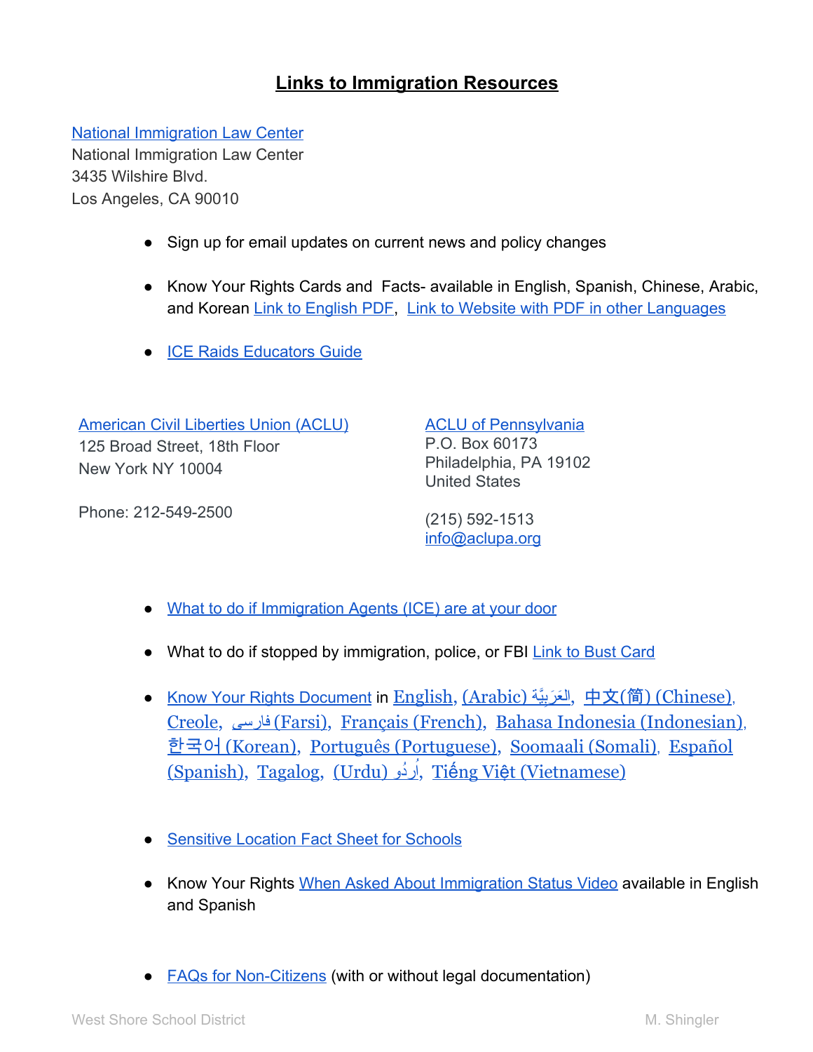# Links to Immigration Resources

National Immigration Law Center
National Immigration Law Center
3435 Wilshire Blvd.
Los Angeles, CA 90010

- Sign up for email updates on current news and policy changes
- Know Your Rights Cards and Facts- available in English, Spanish, Chinese, Arabic, and Korean Link to English PDF, Link to Website with PDF in other Languages
- ICE Raids Educators Guide

American Civil Liberties Union (ACLU)
125 Broad Street, 18th Floor
New York NY 10004

Phone: 212-549-2500

ACLU of Pennsylvania
P.O. Box 60173
Philadelphia, PA 19102
United States

(215) 592-1513
info@aclupa.org

- What to do if Immigration Agents (ICE) are at your door
- What to do if stopped by immigration, police, or FBI Link to Bust Card
- Know Your Rights Document in English, (Arabic) العَرَبِيَّة, 中文(简) (Chinese), Creole, فارسی (Farsi), Français (French), Bahasa Indonesia (Indonesian), 한국어 (Korean), Português (Portuguese), Soomaali (Somali), Español (Spanish), Tagalog, (Urdu) اُردُو, Tiếng Việt (Vietnamese)
- Sensitive Location Fact Sheet for Schools
- Know Your Rights When Asked About Immigration Status Video available in English and Spanish
- FAQs for Non-Citizens (with or without legal documentation)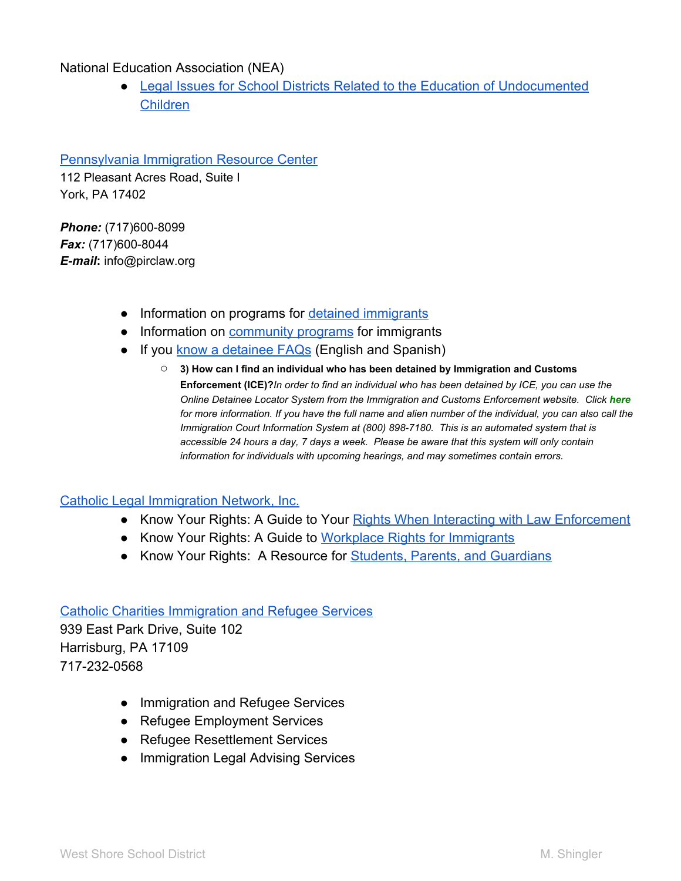National Education Association (NEA)

- Legal Issues for School Districts Related to the Education of Undocumented Children

Pennsylvania Immigration Resource Center
112 Pleasant Acres Road, Suite I
York, PA 17402

***Phone:*** (717)600-8099
***Fax:*** (717)600-8044
***E-mail***: info@pirclaw.org

- Information on programs for detained immigrants
- Information on community programs for immigrants
- If you know a detainee FAQs (English and Spanish)
  - **3) How can I find an individual who has been detained by Immigration and Customs Enforcement (ICE)?** *In order to find an individual who has been detained by ICE, you can use the Online Detainee Locator System from the Immigration and Customs Enforcement website. Click **here** for more information. If you have the full name and alien number of the individual, you can also call the Immigration Court Information System at (800) 898-7180. This is an automated system that is accessible 24 hours a day, 7 days a week. Please be aware that this system will only contain information for individuals with upcoming hearings, and may sometimes contain errors.*

Catholic Legal Immigration Network, Inc.

- Know Your Rights: A Guide to Your Rights When Interacting with Law Enforcement
- Know Your Rights: A Guide to Workplace Rights for Immigrants
- Know Your Rights: A Resource for Students, Parents, and Guardians

Catholic Charities Immigration and Refugee Services
939 East Park Drive, Suite 102
Harrisburg, PA 17109
717-232-0568

- Immigration and Refugee Services
- Refugee Employment Services
- Refugee Resettlement Services
- Immigration Legal Advising Services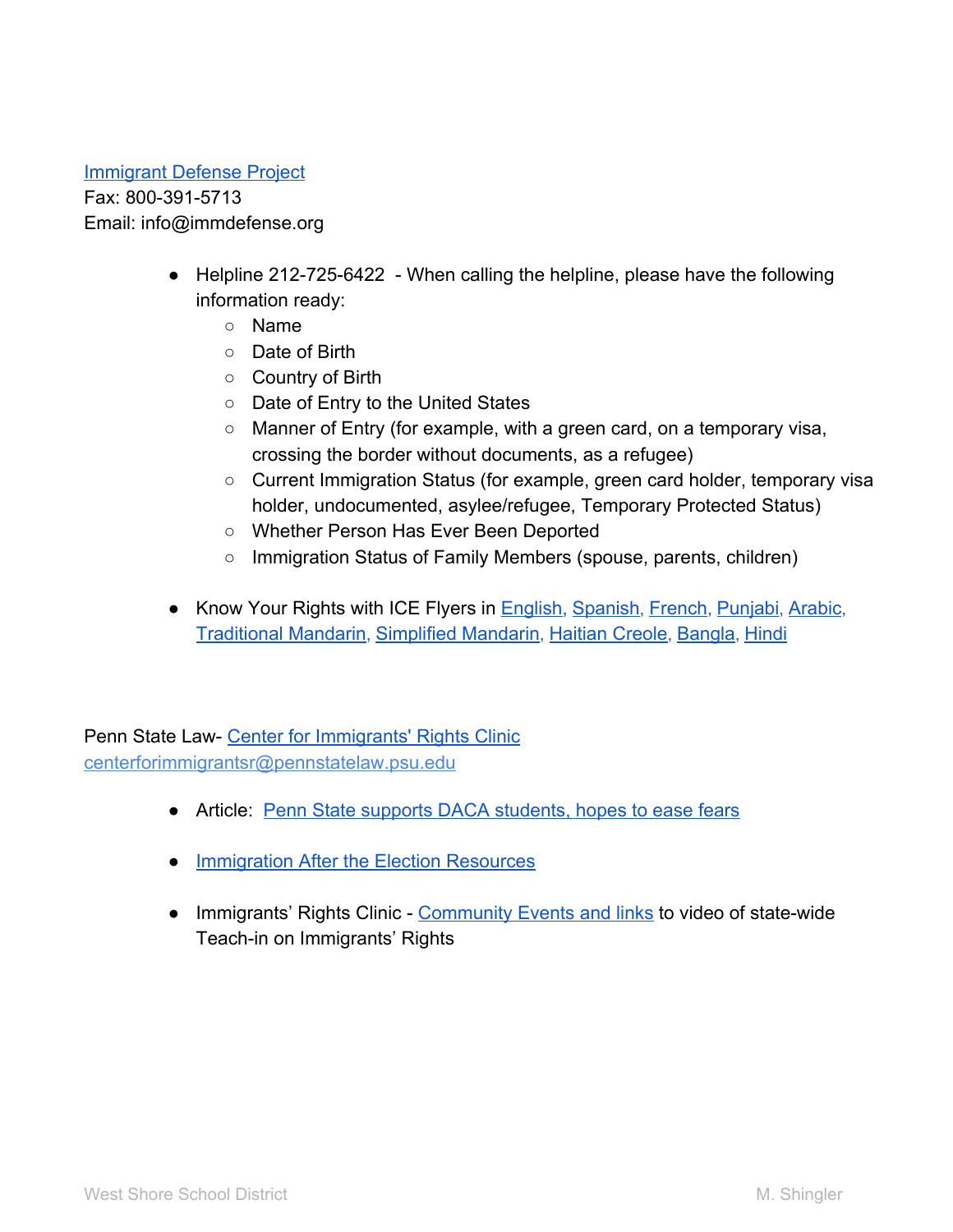Immigrant Defense Project
Fax: 800-391-5713
Email: info@immdefense.org

- Helpline 212-725-6422 - When calling the helpline, please have the following information ready:
  - Name
  - Date of Birth
  - Country of Birth
  - Date of Entry to the United States
  - Manner of Entry (for example, with a green card, on a temporary visa, crossing the border without documents, as a refugee)
  - Current Immigration Status (for example, green card holder, temporary visa holder, undocumented, asylee/refugee, Temporary Protected Status)
  - Whether Person Has Ever Been Deported
  - Immigration Status of Family Members (spouse, parents, children)
- Know Your Rights with ICE Flyers in English, Spanish, French, Punjabi, Arabic, Traditional Mandarin, Simplified Mandarin, Haitian Creole, Bangla, Hindi

Penn State Law- Center for Immigrants' Rights Clinic
centerforimmigrantsr@pennstatelaw.psu.edu

- Article: Penn State supports DACA students, hopes to ease fears
- Immigration After the Election Resources
- Immigrants' Rights Clinic - Community Events and links to video of state-wide Teach-in on Immigrants' Rights